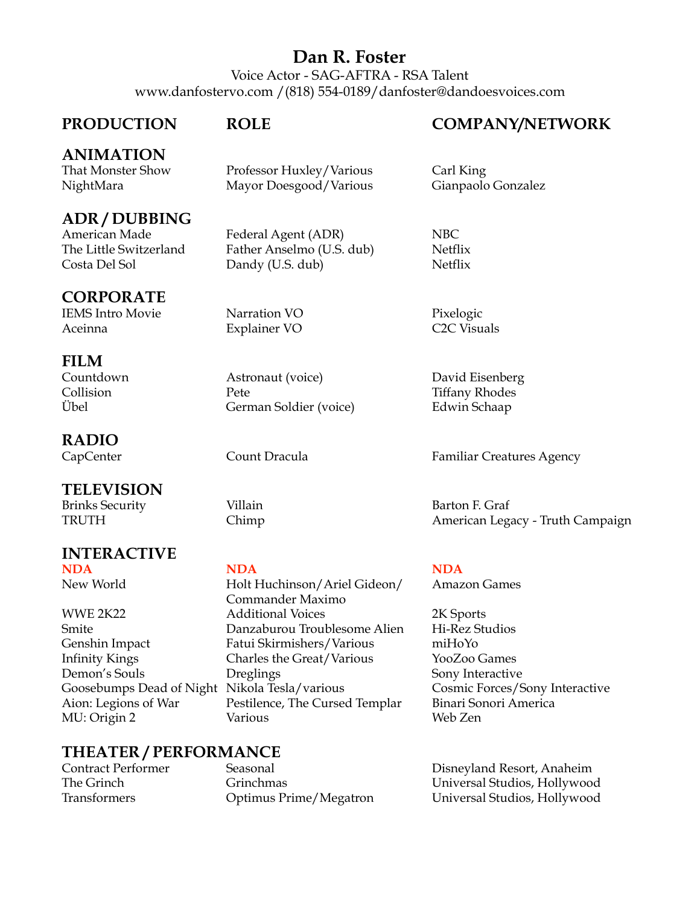# Dan R. Foster

Voice Actor - SAG-AFTRA - RSA Talent
www.danfostervo.com /(818) 554-0189/danfoster@dandoesvoices.com

| PRODUCTION | ROLE | COMPANY/NETWORK |
|---|---|---|
| **ANIMATION** | | |
| That Monster Show | Professor Huxley/Various | Carl King |
| NightMara | Mayor Doesgood/Various | Gianpaolo Gonzalez |
| **ADR / DUBBING** | | |
| American Made | Federal Agent (ADR) | NBC |
| The Little Switzerland | Father Anselmo (U.S. dub) | Netflix |
| Costa Del Sol | Dandy (U.S. dub) | Netflix |
| **CORPORATE** | | |
| IEMS Intro Movie | Narration VO | Pixelogic |
| Aceinna | Explainer VO | C2C Visuals |
| **FILM** | | |
| Countdown | Astronaut (voice) | David Eisenberg |
| Collision | Pete | Tiffany Rhodes |
| Übel | German Soldier (voice) | Edwin Schaap |
| **RADIO** | | |
| CapCenter | Count Dracula | Familiar Creatures Agency |
| **TELEVISION** | | |
| Brinks Security | Villain | Barton F. Graf |
| TRUTH | Chimp | American Legacy - Truth Campaign |
| **INTERACTIVE** | | |
| NDA | NDA | NDA |
| New World | Holt Huchinson/Ariel Gideon/ Commander Maximo | Amazon Games |
| WWE 2K22 | Additional Voices | 2K Sports |
| Smite | Danzaburou Troublesome Alien | Hi-Rez Studios |
| Genshin Impact | Fatui Skirmishers/Various | miHoYo |
| Infinity Kings | Charles the Great/Various | YooZoo Games |
| Demon's Souls | Dreglings | Sony Interactive |
| Goosebumps Dead of Night | Nikola Tesla/various | Cosmic Forces/Sony Interactive |
| Aion: Legions of War | Pestilence, The Cursed Templar | Binari Sonori America |
| MU: Origin 2 | Various | Web Zen |
| **THEATER / PERFORMANCE** | | |
| Contract Performer | Seasonal | Disneyland Resort, Anaheim |
| The Grinch | Grinchmas | Universal Studios, Hollywood |
| Transformers | Optimus Prime/Megatron | Universal Studios, Hollywood |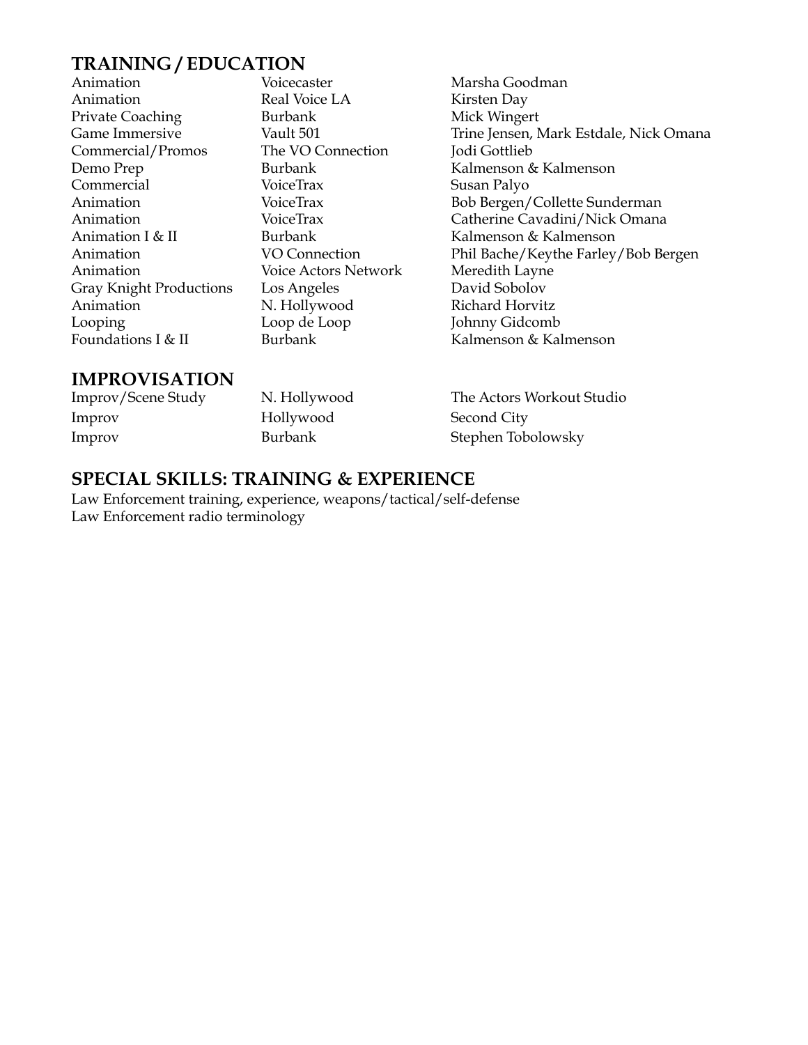## TRAINING / EDUCATION

| | | |
|---|---|---|
| Animation | Voicecaster | Marsha Goodman |
| Animation | Real Voice LA | Kirsten Day |
| Private Coaching | Burbank | Mick Wingert |
| Game Immersive | Vault 501 | Trine Jensen, Mark Estdale, Nick Omana |
| Commercial/Promos | The VO Connection | Jodi Gottlieb |
| Demo Prep | Burbank | Kalmenson & Kalmenson |
| Commercial | VoiceTrax | Susan Palyo |
| Animation | VoiceTrax | Bob Bergen/Collette Sunderman |
| Animation | VoiceTrax | Catherine Cavadini/Nick Omana |
| Animation I & II | Burbank | Kalmenson & Kalmenson |
| Animation | VO Connection | Phil Bache/Keythe Farley/Bob Bergen |
| Animation | Voice Actors Network | Meredith Layne |
| Gray Knight Productions | Los Angeles | David Sobolov |
| Animation | N. Hollywood | Richard Horvitz |
| Looping | Loop de Loop | Johnny Gidcomb |
| Foundations I & II | Burbank | Kalmenson & Kalmenson |

## IMPROVISATION

| | | |
|---|---|---|
| Improv/Scene Study | N. Hollywood | The Actors Workout Studio |
| Improv | Hollywood | Second City |
| Improv | Burbank | Stephen Tobolowsky |

## SPECIAL SKILLS: TRAINING & EXPERIENCE

Law Enforcement training, experience, weapons/tactical/self-defense
Law Enforcement radio terminology